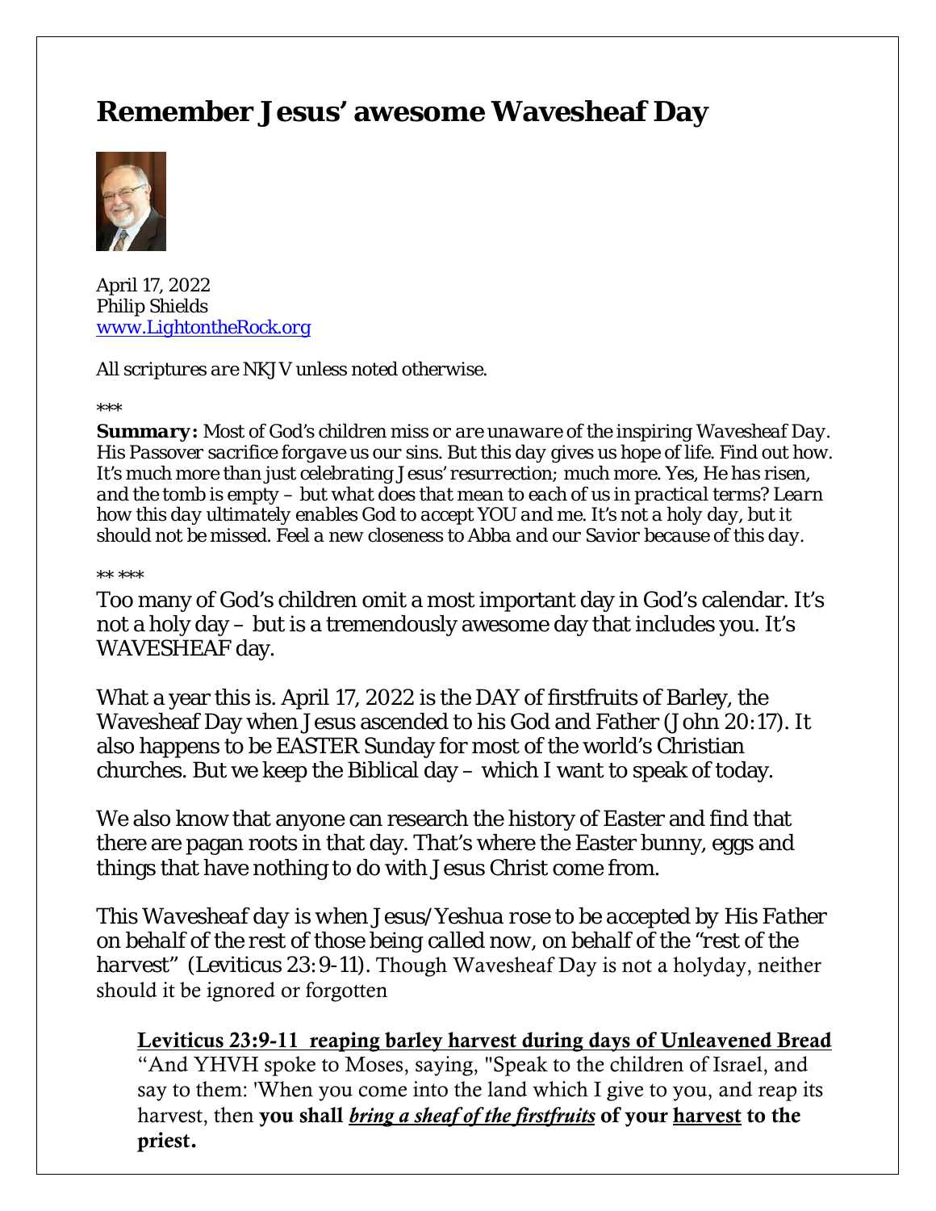# Remember Jesus' awesome Wavesheaf Day

April 17, 2022
Philip Shields
www.LightontheRock.org

*All scriptures are NKJV unless noted otherwise.*

\*\*\*

***Summary:** Most of God's children miss or are unaware of the inspiring Wavesheaf Day. His Passover sacrifice forgave us our sins. But this day gives us hope of life. Find out how. It's much more than just celebrating Jesus' resurrection; much more. Yes, He has risen, and the tomb is empty – but what does that mean to each of us in practical terms? Learn how this day ultimately enables God to accept YOU and me. It's not a holy day, but it should not be missed. Feel a new closeness to Abba and our Savior because of this day.*

\*\* \*\*\*

Too many of God's children omit a most important day in God's calendar. It's not a holy day – but is a tremendously awesome day that includes you. It's WAVESHEAF day.

What a year this is. April 17, 2022 is the DAY of firstfruits of Barley, the Wavesheaf Day when Jesus ascended to his God and Father (John 20:17). It also happens to be EASTER Sunday for most of the world's Christian churches. But we keep the Biblical day – which I want to speak of today.

We also know that anyone can research the history of Easter and find that there are pagan roots in that day. That's where the Easter bunny, eggs and things that have nothing to do with Jesus Christ come from.

*This Wavesheaf day is when Jesus/Yeshua rose to be accepted by His Father on behalf of the rest of those being called now, on behalf of the "rest of the harvest"* (Leviticus 23:9-11). Though Wavesheaf Day is not a holyday, neither should it be ignored or forgotten

> **Leviticus 23:9-11 reaping barley harvest during days of Unleavened Bread**
> "And YHVH spoke to Moses, saying, "Speak to the children of Israel, and say to them: 'When you come into the land which I give to you, and reap its harvest, then **you shall *bring a sheaf of the firstfruits* of your harvest to the priest.**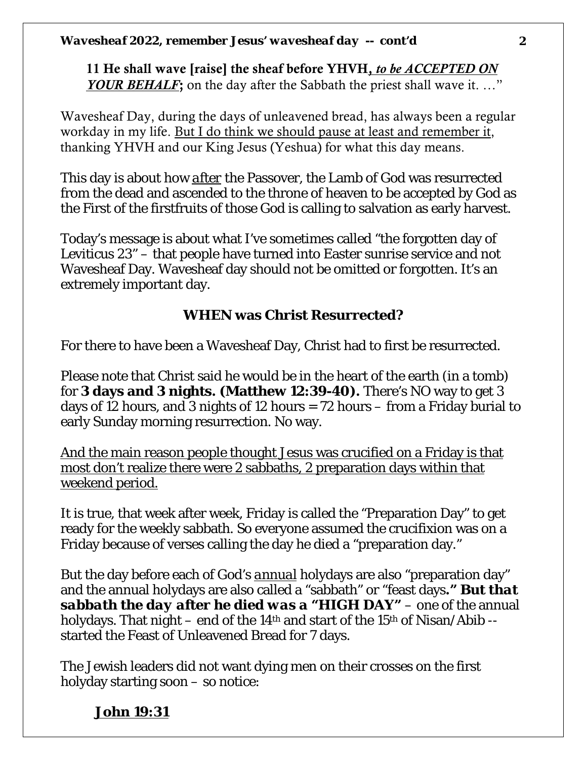**11 He shall wave [raise] the sheaf before YHVH*, <u>to be ACCEPTED ON YOUR BEHALF</u>*;** on the day after the Sabbath the priest shall wave it. …"

Wavesheaf Day, during the days of unleavened bread, has always been a regular workday in my life. <u>But I do think we should pause at least and remember it</u>, thanking YHVH and our King Jesus (Yeshua) for what this day means.

This day is about how <u>after</u> the Passover, the Lamb of God was resurrected from the dead and ascended to the throne of heaven to be accepted by God as the First of the firstfruits of those God is calling to salvation as early harvest.

Today's message is about what I've sometimes called "the forgotten day of Leviticus 23" – that people have turned into Easter sunrise service and not Wavesheaf Day. Wavesheaf day should not be omitted or forgotten. It's an extremely important day.

## WHEN was Christ Resurrected?

For there to have been a Wavesheaf Day, Christ had to first be resurrected.

Please note that Christ said he would be in the heart of the earth (in a tomb) for **3 days and 3 nights. (Matthew 12:39-40).** There's NO way to get 3 days of 12 hours, and 3 nights of 12 hours = 72 hours – from a Friday burial to early Sunday morning resurrection. No way.

<u>And the main reason people thought Jesus was crucified on a Friday is that most don't realize there were 2 sabbaths, 2 preparation days within that weekend period.</u>

It is true, that week after week, Friday is called the "Preparation Day" to get ready for the weekly sabbath. So everyone assumed the crucifixion was on a Friday because of verses calling the day he died a "preparation day."

But the day before each of God's <u>annual</u> holydays are also "preparation day" and the annual holydays are also called a "sabbath" or "feast days**." *But that sabbath the day after he died was a "HIGH DAY"*** – one of the annual holydays. That night – end of the 14th and start of the 15th of Nisan/Abib -- started the Feast of Unleavened Bread for 7 days.

The Jewish leaders did not want dying men on their crosses on the first holyday starting soon – so notice:

**<u>John 19:31</u>**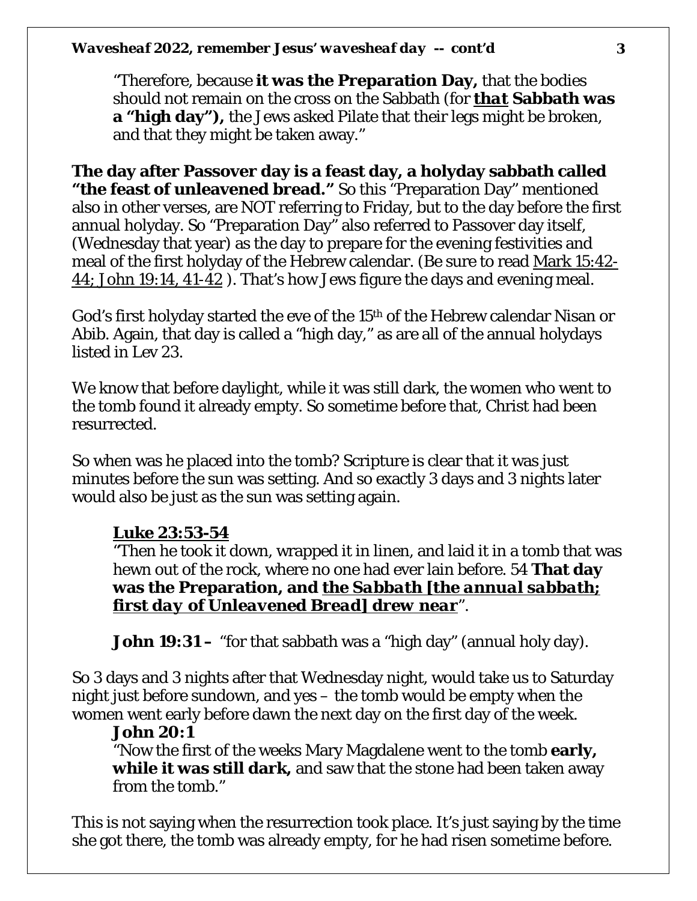“Therefore, because **it was the Preparation Day,** that the bodies should not remain on the cross on the Sabbath (for ***that*** **Sabbath was a “high day”),** the Jews asked Pilate that their legs might be broken, and that they might be taken away.”

**The day after Passover day is a feast day, a holyday sabbath called “the feast of unleavened bread.”** So this “Preparation Day” mentioned also in other verses, are NOT referring to Friday, but to the day before the first annual holyday. So “Preparation Day” also referred to Passover day itself, (Wednesday that year) as the day to prepare for the evening festivities and meal of the first holyday of the Hebrew calendar. (Be sure to read Mark 15:42-44; John 19:14, 41-42 ). That’s how Jews figure the days and evening meal.

God’s first holyday started the eve of the 15th of the Hebrew calendar Nisan or Abib. Again, that day is called a “high day,” as are all of the annual holydays listed in Lev 23.

We know that before daylight, while it was still dark, the women who went to the tomb found it already empty. So sometime before that, Christ had been resurrected.

So when was he placed into the tomb? Scripture is clear that it was just minutes before the sun was setting. And so exactly 3 days and 3 nights later would also be just as the sun was setting again.

**Luke 23:53-54**
“Then he took it down, wrapped it in linen, and laid it in a tomb that was hewn out of the rock, where no one had ever lain before. 54 **That day was the Preparation, and *the Sabbath [the annual sabbath; first day of Unleavened Bread] drew near***”.

**John 19:31 –** “for that sabbath was a “high day” (annual holy day).

So 3 days and 3 nights after that Wednesday night, would take us to Saturday night just before sundown, and yes – the tomb would be empty when the women went early before dawn the next day on the first day of the week.

**John 20:1**
“Now the first of the weeks Mary Magdalene went to the tomb **early, while it was still dark,** and saw that the stone had been taken away from the tomb.”

This is not saying when the resurrection took place. It’s just saying by the time she got there, the tomb was already empty, for he had risen sometime before.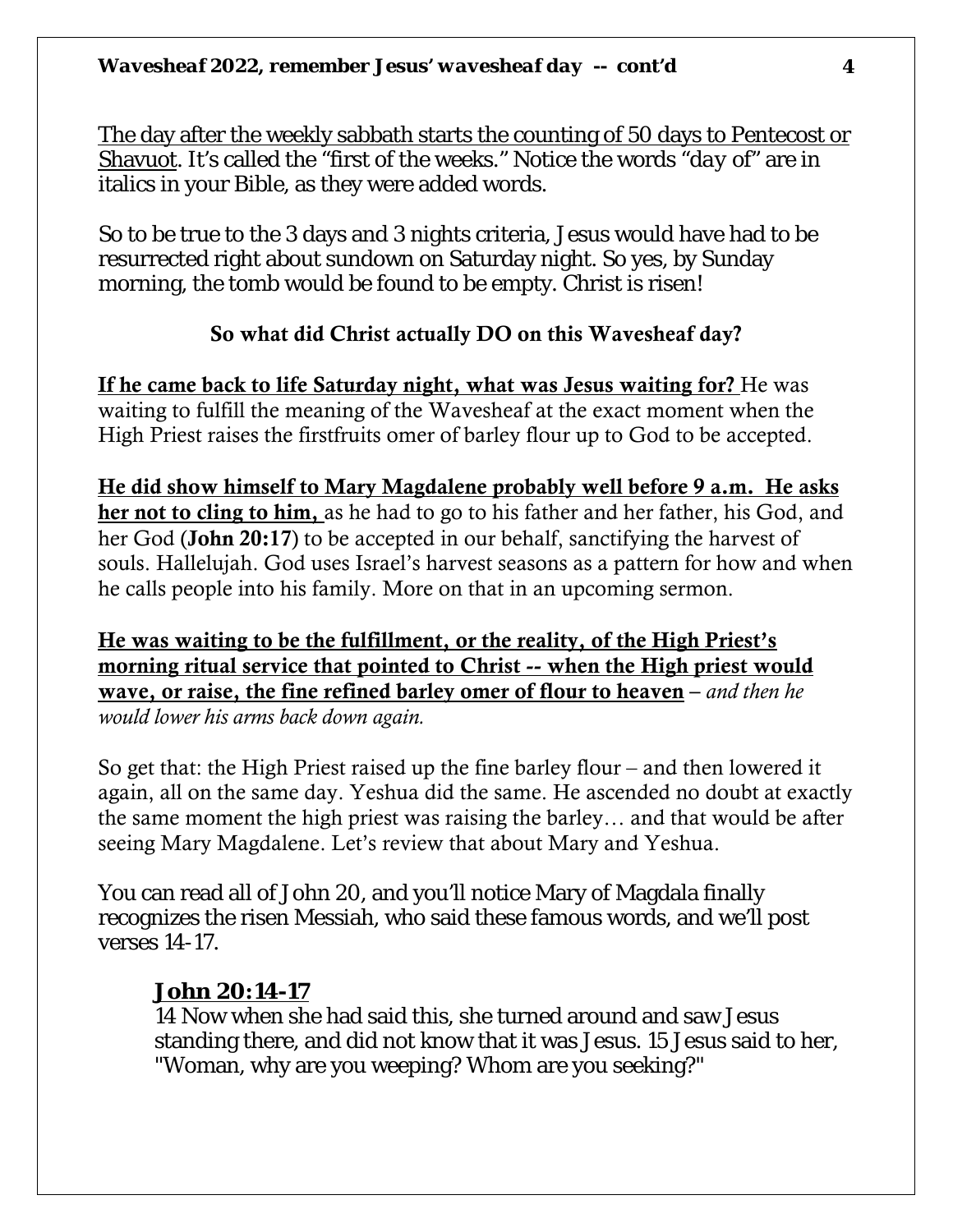The day after the weekly sabbath starts the counting of 50 days to Pentecost or Shavuot. It's called the "first of the weeks." Notice the words "day of" are in italics in your Bible, as they were added words.

So to be true to the 3 days and 3 nights criteria, Jesus would have had to be resurrected right about sundown on Saturday night. So yes, by Sunday morning, the tomb would be found to be empty. Christ is risen!

### So what did Christ actually DO on this Wavesheaf day?

**If he came back to life Saturday night, what was Jesus waiting for?** He was waiting to fulfill the meaning of the Wavesheaf at the exact moment when the High Priest raises the firstfruits omer of barley flour up to God to be accepted.

**He did show himself to Mary Magdalene probably well before 9 a.m. He asks her not to cling to him,** as he had to go to his father and her father, his God, and her God (**John 20:17**) to be accepted in our behalf, sanctifying the harvest of souls. Hallelujah. God uses Israel's harvest seasons as a pattern for how and when he calls people into his family. More on that in an upcoming sermon.

**He was waiting to be the fulfillment, or the reality, of the High Priest's morning ritual service that pointed to Christ -- when the High priest would wave, or raise, the fine refined barley omer of flour to heaven** – *and then he would lower his arms back down again.*

So get that: the High Priest raised up the fine barley flour – and then lowered it again, all on the same day. Yeshua did the same. He ascended no doubt at exactly the same moment the high priest was raising the barley… and that would be after seeing Mary Magdalene. Let's review that about Mary and Yeshua.

You can read all of John 20, and you'll notice Mary of Magdala finally recognizes the risen Messiah, who said these famous words, and we'll post verses 14-17.

> **John 20:14-17**
> 14 Now when she had said this, she turned around and saw Jesus standing there, and did not know that it was Jesus. 15 Jesus said to her, "Woman, why are you weeping? Whom are you seeking?"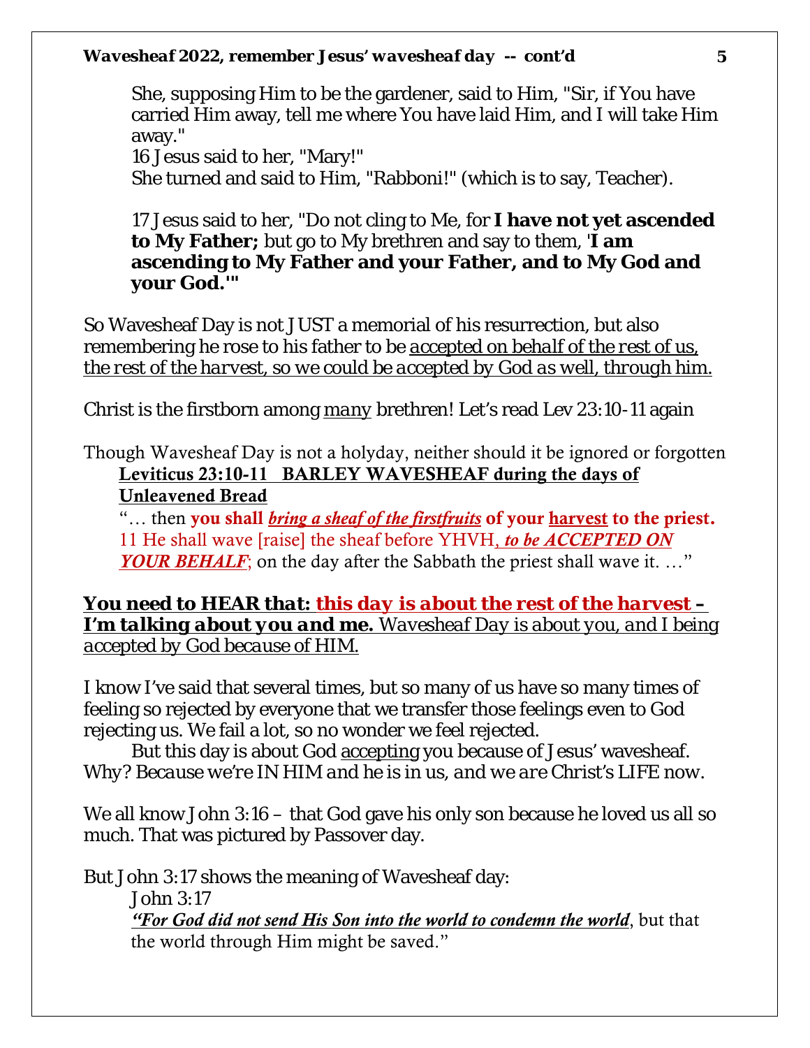> She, supposing Him to be the gardener, said to Him, "Sir, if You have carried Him away, tell me where You have laid Him, and I will take Him away."
> 16 Jesus said to her, "Mary!"
> She turned and said to Him, "Rabboni!" (which is to say, Teacher).
>
> 17 Jesus said to her, "Do not cling to Me, for **I have not yet ascended to My Father;** but go to My brethren and say to them, '**I am ascending to My Father and your Father, and to My God and your God.'"**

So Wavesheaf Day is not JUST a memorial of his resurrection, but also remembering he rose to his father to be <u>accepted on behalf of the rest of us, *the rest of the harvest, so we could be accepted by God as well, through him.*</u>

Christ is the firstborn among <u>many</u> brethren! Let's read Lev 23:10-11 again

Though Wavesheaf Day is not a holyday, neither should it be ignored or forgotten

> **<u>Leviticus 23:10-11 BARLEY WAVESHEAF during the days of Unleavened Bread</u>**
> "… then **you shall *<u>bring a sheaf of the firstfruits</u>* of your <u>harvest</u> to the priest.**
> 11 He shall wave [raise] the sheaf before YHVH, ***<u>to be ACCEPTED ON YOUR BEHALF</u>***; on the day after the Sabbath the priest shall wave it. …"

***<u>You need to HEAR that: this day is about the rest of the harvest – I'm talking about you and me.</u>*** *<u>Wavesheaf Day is about you, and I being accepted by God because of HIM.</u>*

I know I've said that several times, but so many of us have so many times of feeling so rejected by everyone that we transfer those feelings even to God rejecting us. We fail a lot, so no wonder we feel rejected.

But this day is about God <u>accepting</u> you because of Jesus' wavesheaf. Why? *Because we're IN HIM and he is in us, and we are Christ's LIFE now.*

We all know John 3:16 – that God gave his only son because he loved us all so much. That was pictured by Passover day.

But John 3:17 shows the meaning of Wavesheaf day:

> John 3:17
> ***<u>"For God did not send His Son into the world to condemn the world</u>***, but that the world through Him might be saved."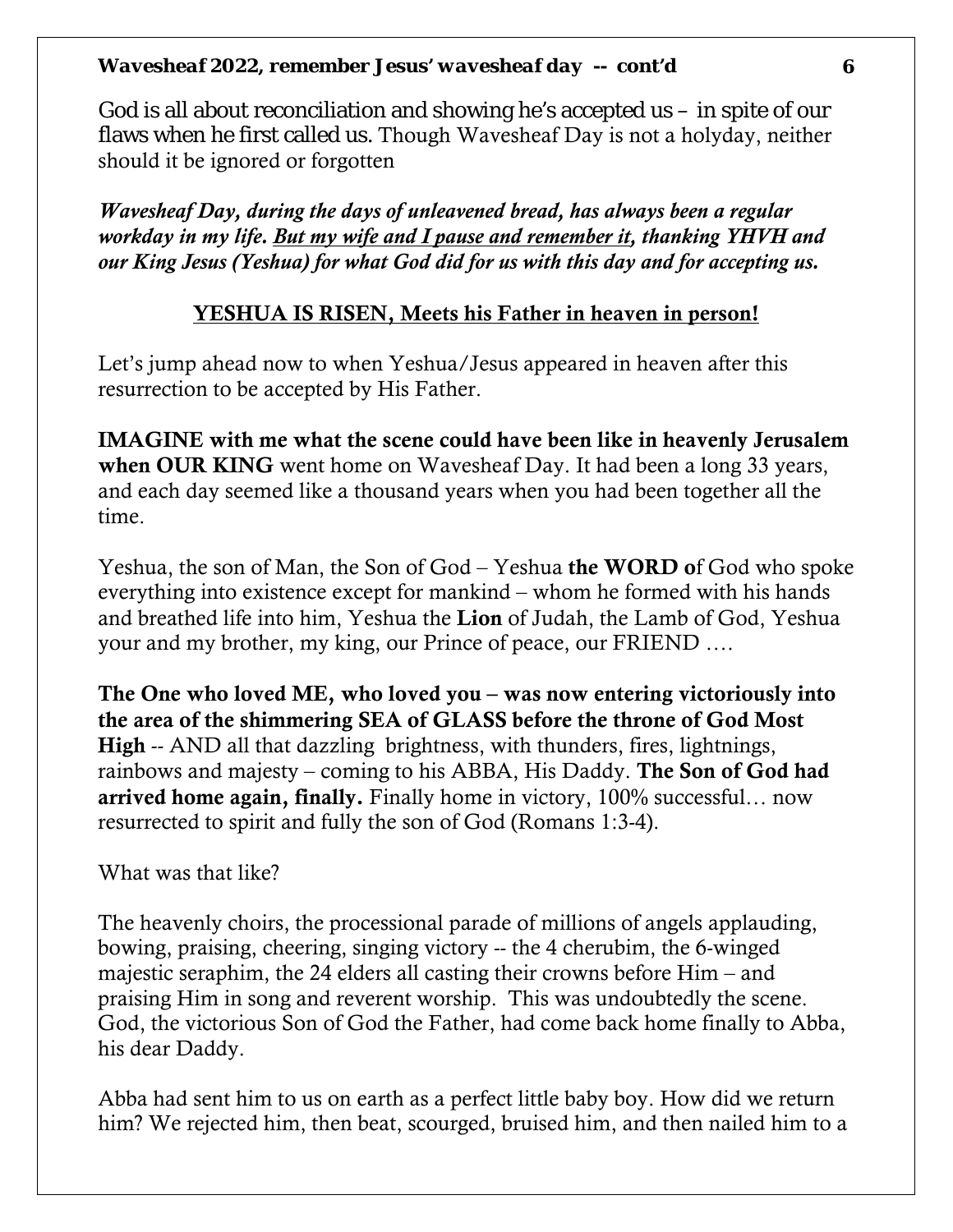God is all about reconciliation and showing he's accepted us – in spite of our flaws when he first called us. Though Wavesheaf Day is not a holyday, neither should it be ignored or forgotten

***Wavesheaf Day, during the days of unleavened bread, has always been a regular workday in my life. <u>But my wife and I pause and remember it</u>, thanking YHVH and our King Jesus (Yeshua) for what God did for us with this day and for accepting us.***

## <u>YESHUA IS RISEN, Meets his Father in heaven in person!</u>

Let's jump ahead now to when Yeshua/Jesus appeared in heaven after this resurrection to be accepted by His Father.

**IMAGINE with me what the scene could have been like in heavenly Jerusalem when OUR KING** went home on Wavesheaf Day. It had been a long 33 years, and each day seemed like a thousand years when you had been together all the time.

Yeshua, the son of Man, the Son of God – Yeshua **the WORD o**f God who spoke everything into existence except for mankind – whom he formed with his hands and breathed life into him, Yeshua the **Lion** of Judah, the Lamb of God, Yeshua your and my brother, my king, our Prince of peace, our FRIEND ….

**The One who loved ME, who loved you – was now entering victoriously into the area of the shimmering SEA of GLASS before the throne of God Most High** -- AND all that dazzling brightness, with thunders, fires, lightnings, rainbows and majesty – coming to his ABBA, His Daddy. **The Son of God had arrived home again, finally.** Finally home in victory, 100% successful… now resurrected to spirit and fully the son of God (Romans 1:3-4).

What was that like?

The heavenly choirs, the processional parade of millions of angels applauding, bowing, praising, cheering, singing victory -- the 4 cherubim, the 6-winged majestic seraphim, the 24 elders all casting their crowns before Him – and praising Him in song and reverent worship. This was undoubtedly the scene. God, the victorious Son of God the Father, had come back home finally to Abba, his dear Daddy.

Abba had sent him to us on earth as a perfect little baby boy. How did we return him? We rejected him, then beat, scourged, bruised him, and then nailed him to a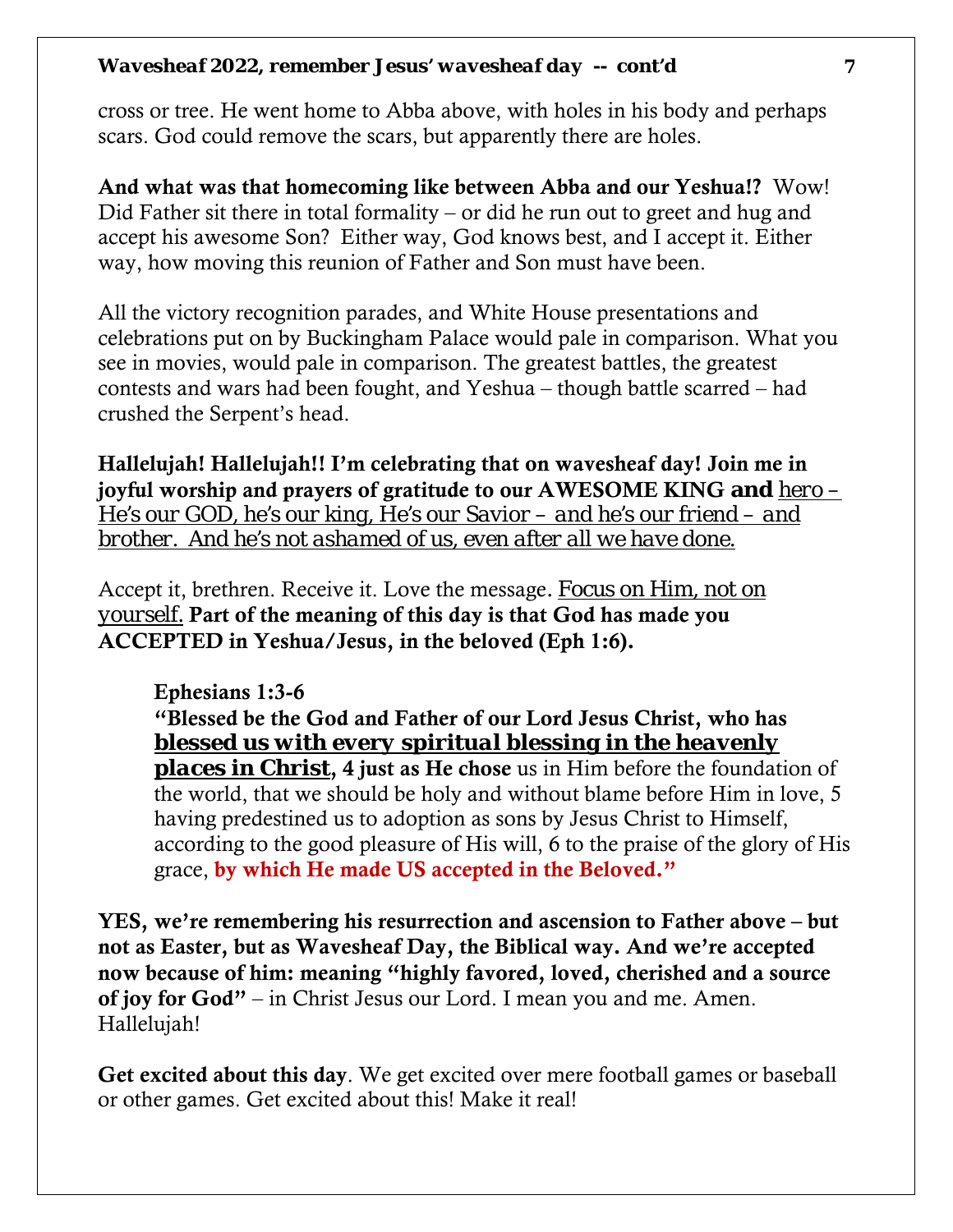cross or tree. He went home to Abba above, with holes in his body and perhaps scars. God could remove the scars, but apparently there are holes.

**And what was that homecoming like between Abba and our Yeshua!?** Wow! Did Father sit there in total formality – or did he run out to greet and hug and accept his awesome Son? Either way, God knows best, and I accept it. Either way, how moving this reunion of Father and Son must have been.

All the victory recognition parades, and White House presentations and celebrations put on by Buckingham Palace would pale in comparison. What you see in movies, would pale in comparison. The greatest battles, the greatest contests and wars had been fought, and Yeshua – though battle scarred – had crushed the Serpent's head.

**Hallelujah! Hallelujah!! I'm celebrating that on wavesheaf day! Join me in joyful worship and prayers of gratitude to our AWESOME KING and** <u>hero – He's our GOD, he's our king, He's our Savior – and he's our friend – and brother. And he's not ashamed of us, even after all we have done.</u>

Accept it, brethren. Receive it. Love the message. <u>Focus on Him, not on yourself.</u> **Part of the meaning of this day is that God has made you ACCEPTED in Yeshua/Jesus, in the beloved (Eph 1:6).**

> **Ephesians 1:3-6**
> **"Blessed be the God and Father of our Lord Jesus Christ, who has <u>blessed us with every spiritual blessing in the heavenly places in Christ</u>, 4 just as He chose** us in Him before the foundation of the world, that we should be holy and without blame before Him in love, 5 having predestined us to adoption as sons by Jesus Christ to Himself, according to the good pleasure of His will, 6 to the praise of the glory of His grace, **by which He made US accepted in the Beloved."**

**YES, we're remembering his resurrection and ascension to Father above – but not as Easter, but as Wavesheaf Day, the Biblical way. And we're accepted now because of him: meaning "highly favored, loved, cherished and a source of joy for God"** – in Christ Jesus our Lord. I mean you and me. Amen. Hallelujah!

**Get excited about this day**. We get excited over mere football games or baseball or other games. Get excited about this! Make it real!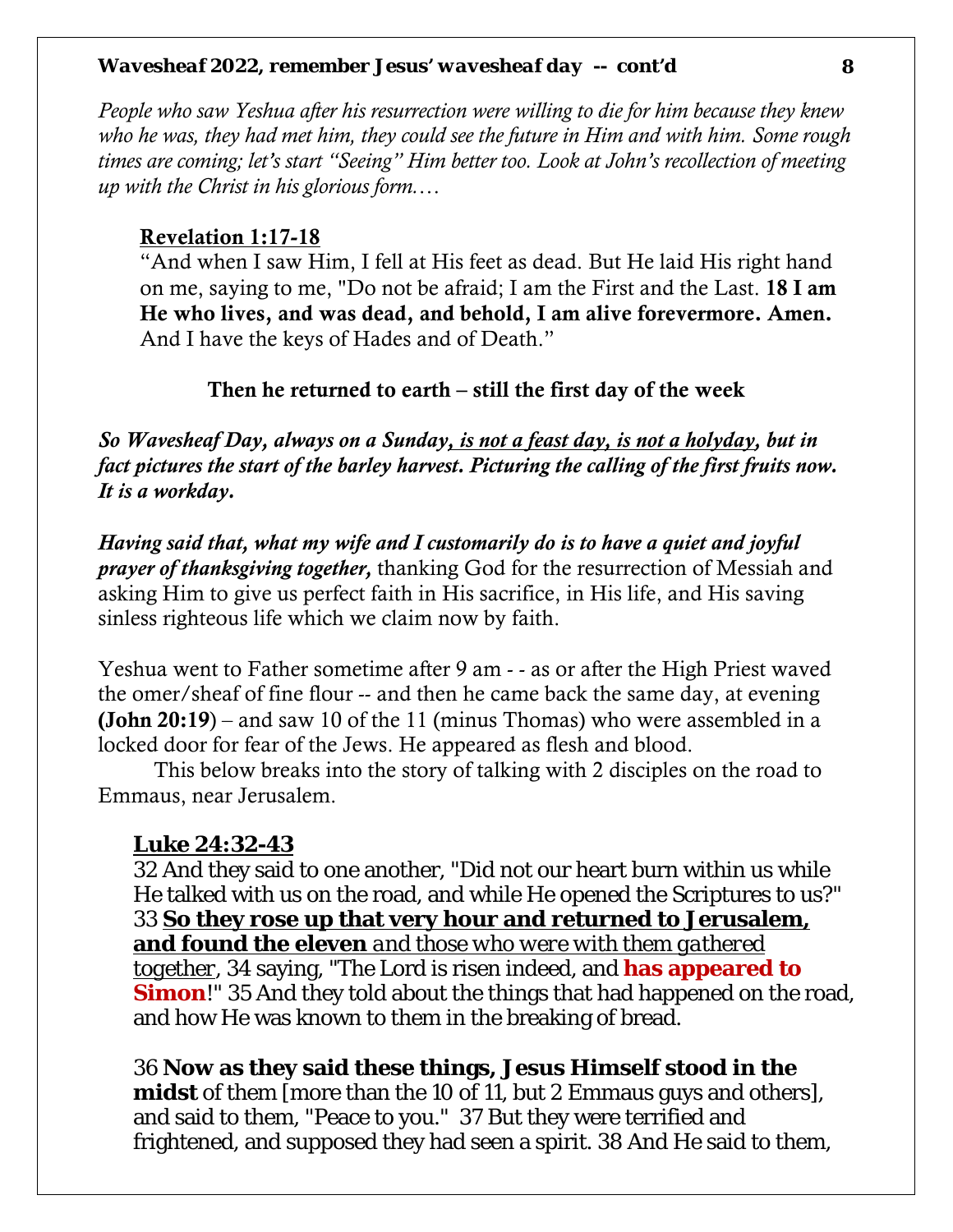*People who saw Yeshua after his resurrection were willing to die for him because they knew who he was, they had met him, they could see the future in Him and with him. Some rough times are coming; let's start "Seeing" Him better too. Look at John's recollection of meeting up with the Christ in his glorious form.…*

**Revelation 1:17-18**

"And when I saw Him, I fell at His feet as dead. But He laid His right hand on me, saying to me, "Do not be afraid; I am the First and the Last. **18 I am He who lives, and was dead, and behold, I am alive forevermore. Amen.** And I have the keys of Hades and of Death."

**Then he returned to earth – still the first day of the week**

***So Wavesheaf Day, always on a Sunday, is not a feast day, is not a holyday, but in fact pictures the start of the barley harvest. Picturing the calling of the first fruits now. It is a workday.***

***Having said that, what my wife and I customarily do is to have a quiet and joyful prayer of thanksgiving together,*** thanking God for the resurrection of Messiah and asking Him to give us perfect faith in His sacrifice, in His life, and His saving sinless righteous life which we claim now by faith.

Yeshua went to Father sometime after 9 am - - as or after the High Priest waved the omer/sheaf of fine flour -- and then he came back the same day, at evening **(John 20:19**) – and saw 10 of the 11 (minus Thomas) who were assembled in a locked door for fear of the Jews. He appeared as flesh and blood.

This below breaks into the story of talking with 2 disciples on the road to Emmaus, near Jerusalem.

**Luke 24:32-43**

32 And they said to one another, "Did not our heart burn within us while He talked with us on the road, and while He opened the Scriptures to us?" 33 **So they rose up that very hour and returned to Jerusalem, and found the eleven** *and those who were with them gathered together*, 34 saying, "The Lord is risen indeed, and **has appeared to Simon**!" 35 And they told about the things that had happened on the road, and how He was known to them in the breaking of bread.

36 **Now as they said these things, Jesus Himself stood in the midst** of them [more than the 10 of 11, but 2 Emmaus guys and others], and said to them, "Peace to you." 37 But they were terrified and frightened, and supposed they had seen a spirit. 38 And He said to them,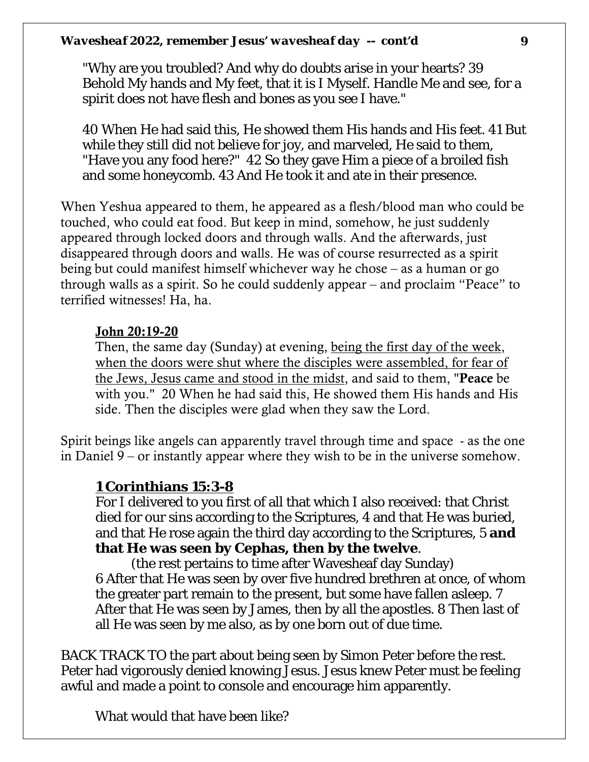"Why are you troubled? And why do doubts arise in your hearts? 39 Behold My hands and My feet, that it is I Myself. Handle Me and see, for a spirit does not have flesh and bones as you see I have."

40 When He had said this, He showed them His hands and His feet. 41 But while they still did not believe for joy, and marveled, He said to them, "Have you any food here?" 42 So they gave Him a piece of a broiled fish and some honeycomb. 43 And He took it and ate in their presence.

When Yeshua appeared to them, he appeared as a flesh/blood man who could be touched, who could eat food. But keep in mind, somehow, he just suddenly appeared through locked doors and through walls. And the afterwards, just disappeared through doors and walls. He was of course resurrected as a spirit being but could manifest himself whichever way he chose – as a human or go through walls as a spirit. So he could suddenly appear – and proclaim "Peace" to terrified witnesses! Ha, ha.

**John 20:19-20**

Then, the same day (Sunday) at evening, being the first day of the week, when the doors were shut where the disciples were assembled, for fear of the Jews, Jesus came and stood in the midst, and said to them, "**Peace** be with you." 20 When he had said this, He showed them His hands and His side. Then the disciples were glad when they saw the Lord.

Spirit beings like angels can apparently travel through time and space - as the one in Daniel 9 – or instantly appear where they wish to be in the universe somehow.

**1 Corinthians 15:3-8**

For I delivered to you first of all that which I also received: that Christ died for our sins according to the Scriptures, 4 and that He was buried, and that He rose again the third day according to the Scriptures, 5 **and that He was seen by Cephas, then by the twelve**.

(the rest pertains to time after Wavesheaf day Sunday)

6 After that He was seen by over five hundred brethren at once, of whom the greater part remain to the present, but some have fallen asleep. 7 After that He was seen by James, then by all the apostles. 8 Then last of all He was seen by me also, as by one born out of due time.

BACK TRACK TO the part about being seen by Simon Peter before the rest. Peter had vigorously denied knowing Jesus. Jesus knew Peter must be feeling awful and made a point to console and encourage him apparently.

What would that have been like?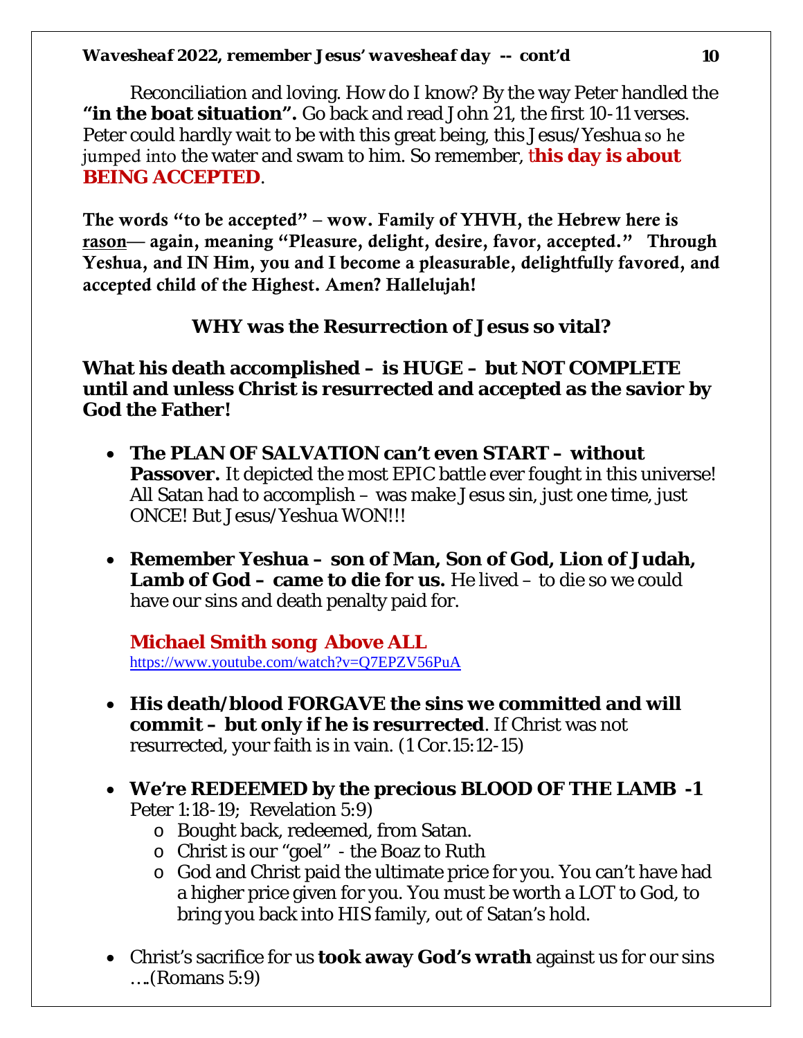Reconciliation and loving. How do I know? By the way Peter handled the **"in the boat situation".** Go back and read John 21, the first 10-11 verses. Peter could hardly wait to be with this great being, this Jesus/Yeshua so he jumped into the water and swam to him. So remember, t**his day is about BEING ACCEPTED**.

**The words "to be accepted" – wow. Family of YHVH, the Hebrew here is <u>rason</u>— again, meaning "Pleasure, delight, desire, favor, accepted." Through Yeshua, and IN Him, you and I become a pleasurable, delightfully favored, and accepted child of the Highest. Amen? Hallelujah!**

**WHY was the Resurrection of Jesus so vital?**

**What his death accomplished – is HUGE – but NOT COMPLETE until and unless Christ is resurrected and accepted as the savior by God the Father!**

- **The PLAN OF SALVATION can't even START – without Passover.** It depicted the most EPIC battle ever fought in this universe! All Satan had to accomplish – was make Jesus sin, just one time, just ONCE! But Jesus/Yeshua WON!!!

- **Remember Yeshua – son of Man, Son of God, Lion of Judah, Lamb of God – came to die for us.** He lived – to die so we could have our sins and death penalty paid for.

  **Michael Smith song Above ALL**
  https://www.youtube.com/watch?v=Q7EPZV56PuA

- **His death/blood FORGAVE the sins we committed and will commit – but only if he is resurrected**. If Christ was not resurrected, your faith is in vain. (1 Cor.15:12-15)

- **We're REDEEMED by the precious BLOOD OF THE LAMB -1** Peter 1:18-19; Revelation 5:9)
  - Bought back, redeemed, from Satan.
  - Christ is our "goel" - the Boaz to Ruth
  - God and Christ paid the ultimate price for you. You can't have had a higher price given for you. You must be worth a LOT to God, to bring you back into HIS family, out of Satan's hold.

- Christ's sacrifice for us **took away God's wrath** against us for our sins ….(Romans 5:9)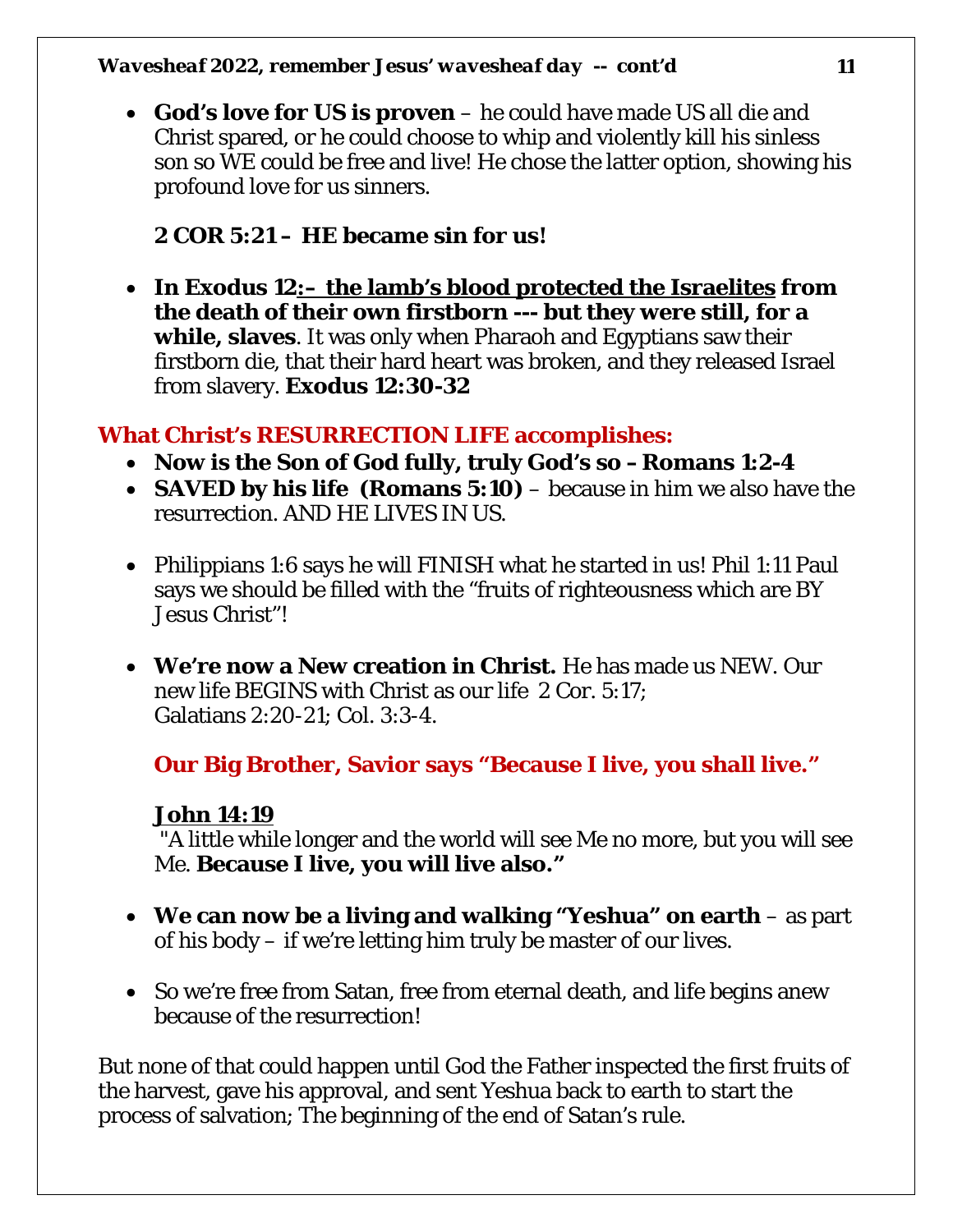- **God's love for US is proven** – he could have made US all die and Christ spared, or he could choose to whip and violently kill his sinless son so WE could be free and live! He chose the latter option, showing his profound love for us sinners.

  **2 COR 5:21 – HE became sin for us!**

- **In Exodus 12:– <u>the lamb's blood protected the Israelites</u> from the death of their own firstborn --- but they were still, for a while, slaves**. It was only when Pharaoh and Egyptians saw their firstborn die, that their hard heart was broken, and they released Israel from slavery. **Exodus 12:30-32**

## What Christ's RESURRECTION LIFE accomplishes:

- **Now is the Son of God fully, truly God's so – Romans 1:2-4**
- **SAVED by his life (Romans 5:10)** – because in him we also have the resurrection. AND HE LIVES IN US.

- Philippians 1:6 says he will FINISH what he started in us! Phil 1:11 Paul says we should be filled with the "fruits of righteousness which are BY Jesus Christ"!

- **We're now a New creation in Christ.** He has made us NEW. Our new life BEGINS with Christ as our life 2 Cor. 5:17; Galatians 2:20-21; Col. 3:3-4.

  **Our Big Brother, Savior says "Because I live, you shall live."**

  **<u>John 14:19</u>**
  "A little while longer and the world will see Me no more, but you will see Me. **Because I live, you will live also."**

- **We can now be a living and walking "Yeshua" on earth** – as part of his body – if we're letting him truly be master of our lives.

- So we're free from Satan, free from eternal death, and life begins anew because of the resurrection!

But none of that could happen until God the Father inspected the first fruits of the harvest, gave his approval, and sent Yeshua back to earth to start the process of salvation; The beginning of the end of Satan's rule.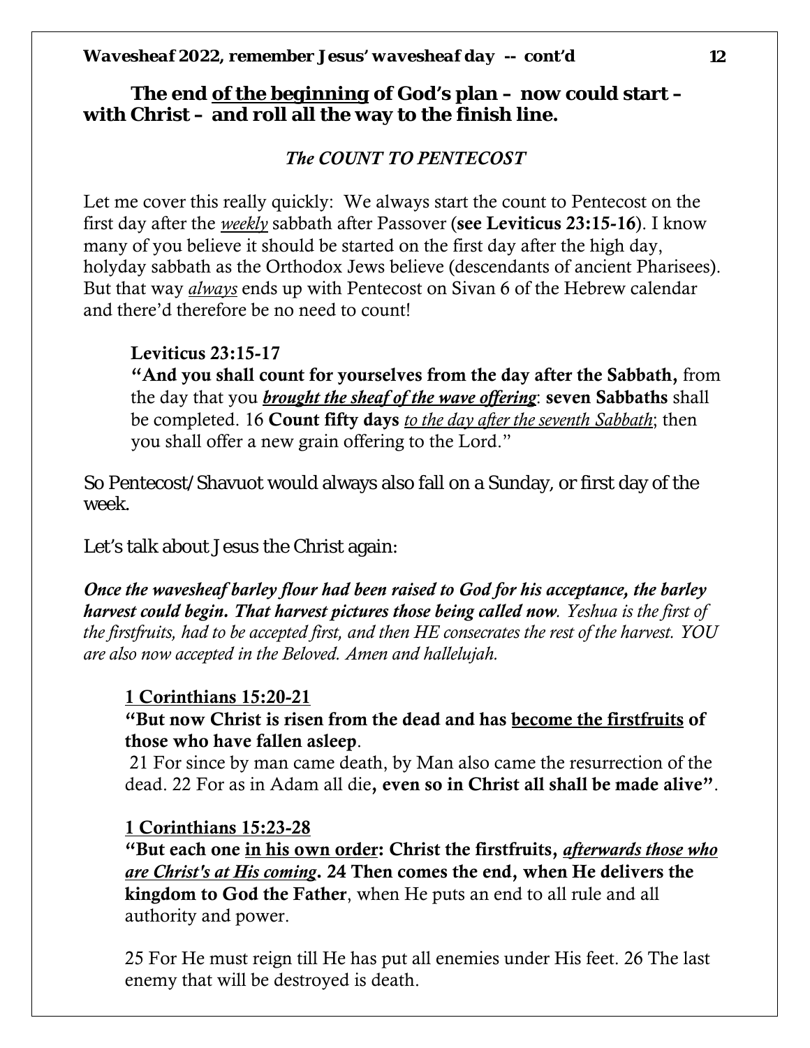**The end <u>of the beginning</u> of God's plan – now could start – with Christ – and roll all the way to the finish line.**

***The COUNT TO PENTECOST***

Let me cover this really quickly: We always start the count to Pentecost on the first day after the *<u>weekly</u>* sabbath after Passover (**see Leviticus 23:15-16**). I know many of you believe it should be started on the first day after the high day, holyday sabbath as the Orthodox Jews believe (descendants of ancient Pharisees). But that way *<u>always</u>* ends up with Pentecost on Sivan 6 of the Hebrew calendar and there'd therefore be no need to count!

> **Leviticus 23:15-17**
> **"And you shall count for yourselves from the day after the Sabbath,** from the day that you ***<u>brought the sheaf of the wave offering</u>***: **seven Sabbaths** shall be completed. 16 **Count fifty days** *<u>to the day after the seventh Sabbath</u>*; then you shall offer a new grain offering to the Lord."

So Pentecost/Shavuot would always also fall on a Sunday, or first day of the week.

Let's talk about Jesus the Christ again:

***Once the wavesheaf barley flour had been raised to God for his acceptance, the barley harvest could begin. That harvest pictures those being called now****. Yeshua is the first of the firstfruits, had to be accepted first, and then HE consecrates the rest of the harvest. YOU are also now accepted in the Beloved. Amen and hallelujah.*

> **<u>1 Corinthians 15:20-21</u>**
> **"But now Christ is risen from the dead and has <u>become the firstfruits</u> of those who have fallen asleep**.
> 21 For since by man came death, by Man also came the resurrection of the dead. 22 For as in Adam all die**, even so in Christ all shall be made alive"**.

> **<u>1 Corinthians 15:23-28</u>**
> **"But each one <u>in his own order</u>: Christ the firstfruits, *<u>afterwards those who are Christ's at His coming</u>*. 24 Then comes the end, when He delivers the kingdom to God the Father**, when He puts an end to all rule and all authority and power.
>
> 25 For He must reign till He has put all enemies under His feet. 26 The last enemy that will be destroyed is death.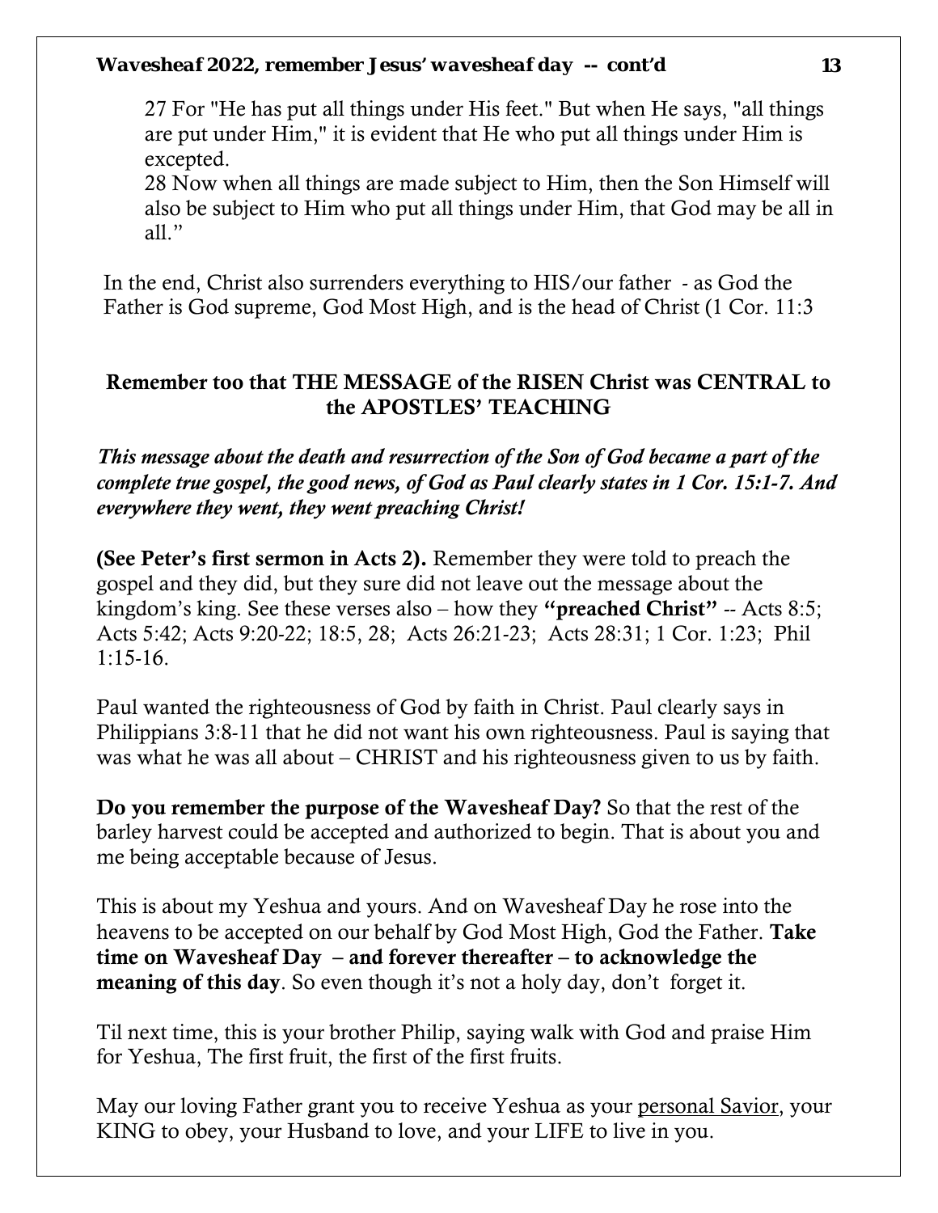27 For "He has put all things under His feet." But when He says, "all things are put under Him," it is evident that He who put all things under Him is excepted.
28 Now when all things are made subject to Him, then the Son Himself will also be subject to Him who put all things under Him, that God may be all in all."

In the end, Christ also surrenders everything to HIS/our father - as God the Father is God supreme, God Most High, and is the head of Christ (1 Cor. 11:3

**Remember too that THE MESSAGE of the RISEN Christ was CENTRAL to the APOSTLES' TEACHING**

***This message about the death and resurrection of the Son of God became a part of the complete true gospel, the good news, of God as Paul clearly states in 1 Cor. 15:1-7. And everywhere they went, they went preaching Christ!***

**(See Peter's first sermon in Acts 2).** Remember they were told to preach the gospel and they did, but they sure did not leave out the message about the kingdom's king. See these verses also – how they **"preached Christ"** -- Acts 8:5; Acts 5:42; Acts 9:20-22; 18:5, 28; Acts 26:21-23; Acts 28:31; 1 Cor. 1:23; Phil 1:15-16.

Paul wanted the righteousness of God by faith in Christ. Paul clearly says in Philippians 3:8-11 that he did not want his own righteousness. Paul is saying that was what he was all about – CHRIST and his righteousness given to us by faith.

**Do you remember the purpose of the Wavesheaf Day?** So that the rest of the barley harvest could be accepted and authorized to begin. That is about you and me being acceptable because of Jesus.

This is about my Yeshua and yours. And on Wavesheaf Day he rose into the heavens to be accepted on our behalf by God Most High, God the Father. **Take time on Wavesheaf Day – and forever thereafter – to acknowledge the meaning of this day**. So even though it's not a holy day, don't forget it.

Til next time, this is your brother Philip, saying walk with God and praise Him for Yeshua, The first fruit, the first of the first fruits.

May our loving Father grant you to receive Yeshua as your personal Savior, your KING to obey, your Husband to love, and your LIFE to live in you.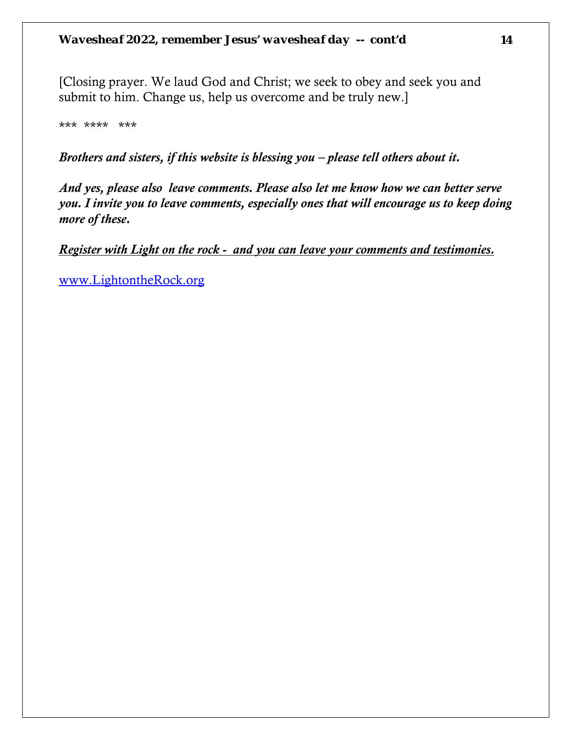[Closing prayer. We laud God and Christ; we seek to obey and seek you and submit to him. Change us, help us overcome and be truly new.]

*** **** ***

***Brothers and sisters, if this website is blessing you – please tell others about it.***

***And yes, please also leave comments. Please also let me know how we can better serve you. I invite you to leave comments, especially ones that will encourage us to keep doing more of these.***

***Register with Light on the rock - and you can leave your comments and testimonies.***

www.LightontheRock.org